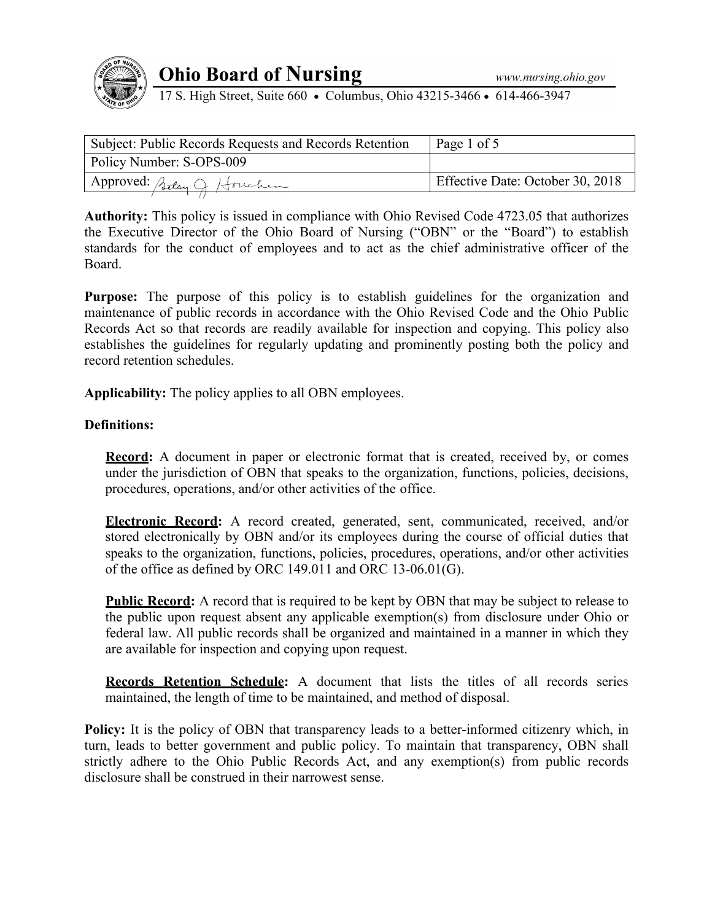# Ohio Board of Nursing

www.nursing.ohio.gov

17 S. High Street, Suite 660 • Columbus, Ohio 43215-3466 • 614-466-3947

| Subject: Public Records Requests and Records Retention | Page 1 of 5 |
|---|---|
| Policy Number: S-OPS-009 | |
| Approved: Betsy J. Houchen | Effective Date: October 30, 2018 |

**Authority:** This policy is issued in compliance with Ohio Revised Code 4723.05 that authorizes the Executive Director of the Ohio Board of Nursing ("OBN" or the "Board") to establish standards for the conduct of employees and to act as the chief administrative officer of the Board.

**Purpose:** The purpose of this policy is to establish guidelines for the organization and maintenance of public records in accordance with the Ohio Revised Code and the Ohio Public Records Act so that records are readily available for inspection and copying. This policy also establishes the guidelines for regularly updating and prominently posting both the policy and record retention schedules.

**Applicability:** The policy applies to all OBN employees.

**Definitions:**

**Record:** A document in paper or electronic format that is created, received by, or comes under the jurisdiction of OBN that speaks to the organization, functions, policies, decisions, procedures, operations, and/or other activities of the office.

**Electronic Record:** A record created, generated, sent, communicated, received, and/or stored electronically by OBN and/or its employees during the course of official duties that speaks to the organization, functions, policies, procedures, operations, and/or other activities of the office as defined by ORC 149.011 and ORC 13-06.01(G).

**Public Record:** A record that is required to be kept by OBN that may be subject to release to the public upon request absent any applicable exemption(s) from disclosure under Ohio or federal law. All public records shall be organized and maintained in a manner in which they are available for inspection and copying upon request.

**Records Retention Schedule:** A document that lists the titles of all records series maintained, the length of time to be maintained, and method of disposal.

**Policy:** It is the policy of OBN that transparency leads to a better-informed citizenry which, in turn, leads to better government and public policy. To maintain that transparency, OBN shall strictly adhere to the Ohio Public Records Act, and any exemption(s) from public records disclosure shall be construed in their narrowest sense.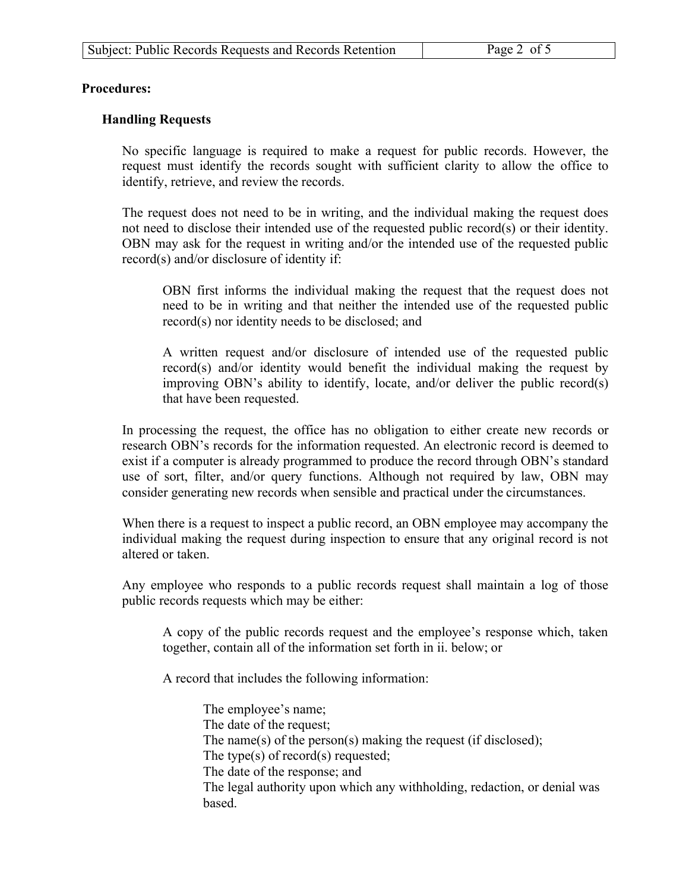**Procedures:**

**Handling Requests**

No specific language is required to make a request for public records. However, the request must identify the records sought with sufficient clarity to allow the office to identify, retrieve, and review the records.

The request does not need to be in writing, and the individual making the request does not need to disclose their intended use of the requested public record(s) or their identity. OBN may ask for the request in writing and/or the intended use of the requested public record(s) and/or disclosure of identity if:

> OBN first informs the individual making the request that the request does not need to be in writing and that neither the intended use of the requested public record(s) nor identity needs to be disclosed; and
>
> A written request and/or disclosure of intended use of the requested public record(s) and/or identity would benefit the individual making the request by improving OBN's ability to identify, locate, and/or deliver the public record(s) that have been requested.

In processing the request, the office has no obligation to either create new records or research OBN's records for the information requested. An electronic record is deemed to exist if a computer is already programmed to produce the record through OBN's standard use of sort, filter, and/or query functions. Although not required by law, OBN may consider generating new records when sensible and practical under the circumstances.

When there is a request to inspect a public record, an OBN employee may accompany the individual making the request during inspection to ensure that any original record is not altered or taken.

Any employee who responds to a public records request shall maintain a log of those public records requests which may be either:

> A copy of the public records request and the employee's response which, taken together, contain all of the information set forth in ii. below; or
>
> A record that includes the following information:
>
> > The employee's name;
> > The date of the request;
> > The name(s) of the person(s) making the request (if disclosed);
> > The type(s) of record(s) requested;
> > The date of the response; and
> > The legal authority upon which any withholding, redaction, or denial was based.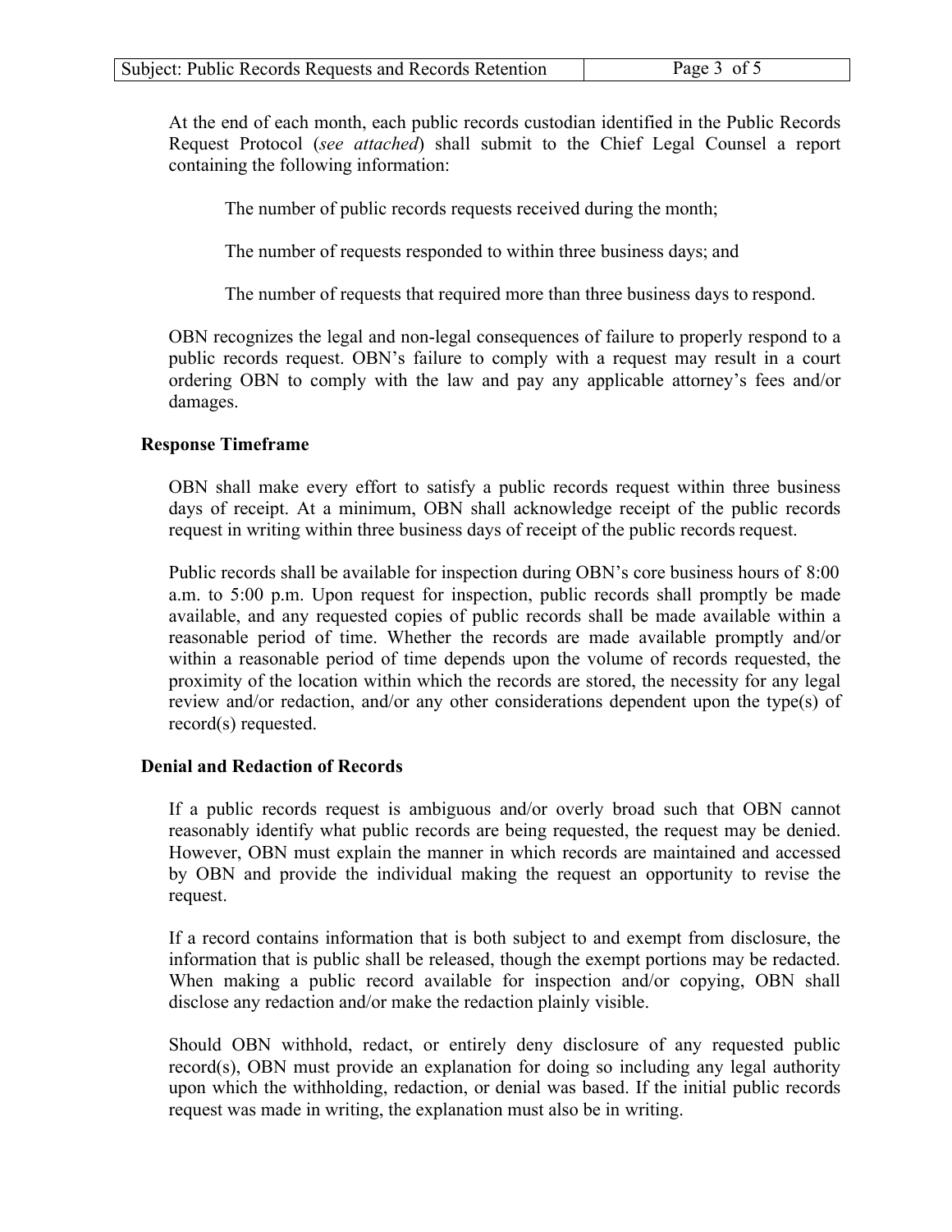At the end of each month, each public records custodian identified in the Public Records Request Protocol (*see attached*) shall submit to the Chief Legal Counsel a report containing the following information:

The number of public records requests received during the month;

The number of requests responded to within three business days; and

The number of requests that required more than three business days to respond.

OBN recognizes the legal and non-legal consequences of failure to properly respond to a public records request. OBN's failure to comply with a request may result in a court ordering OBN to comply with the law and pay any applicable attorney's fees and/or damages.

**Response Timeframe**

OBN shall make every effort to satisfy a public records request within three business days of receipt. At a minimum, OBN shall acknowledge receipt of the public records request in writing within three business days of receipt of the public records request.

Public records shall be available for inspection during OBN's core business hours of 8:00 a.m. to 5:00 p.m. Upon request for inspection, public records shall promptly be made available, and any requested copies of public records shall be made available within a reasonable period of time. Whether the records are made available promptly and/or within a reasonable period of time depends upon the volume of records requested, the proximity of the location within which the records are stored, the necessity for any legal review and/or redaction, and/or any other considerations dependent upon the type(s) of record(s) requested.

**Denial and Redaction of Records**

If a public records request is ambiguous and/or overly broad such that OBN cannot reasonably identify what public records are being requested, the request may be denied. However, OBN must explain the manner in which records are maintained and accessed by OBN and provide the individual making the request an opportunity to revise the request.

If a record contains information that is both subject to and exempt from disclosure, the information that is public shall be released, though the exempt portions may be redacted. When making a public record available for inspection and/or copying, OBN shall disclose any redaction and/or make the redaction plainly visible.

Should OBN withhold, redact, or entirely deny disclosure of any requested public record(s), OBN must provide an explanation for doing so including any legal authority upon which the withholding, redaction, or denial was based. If the initial public records request was made in writing, the explanation must also be in writing.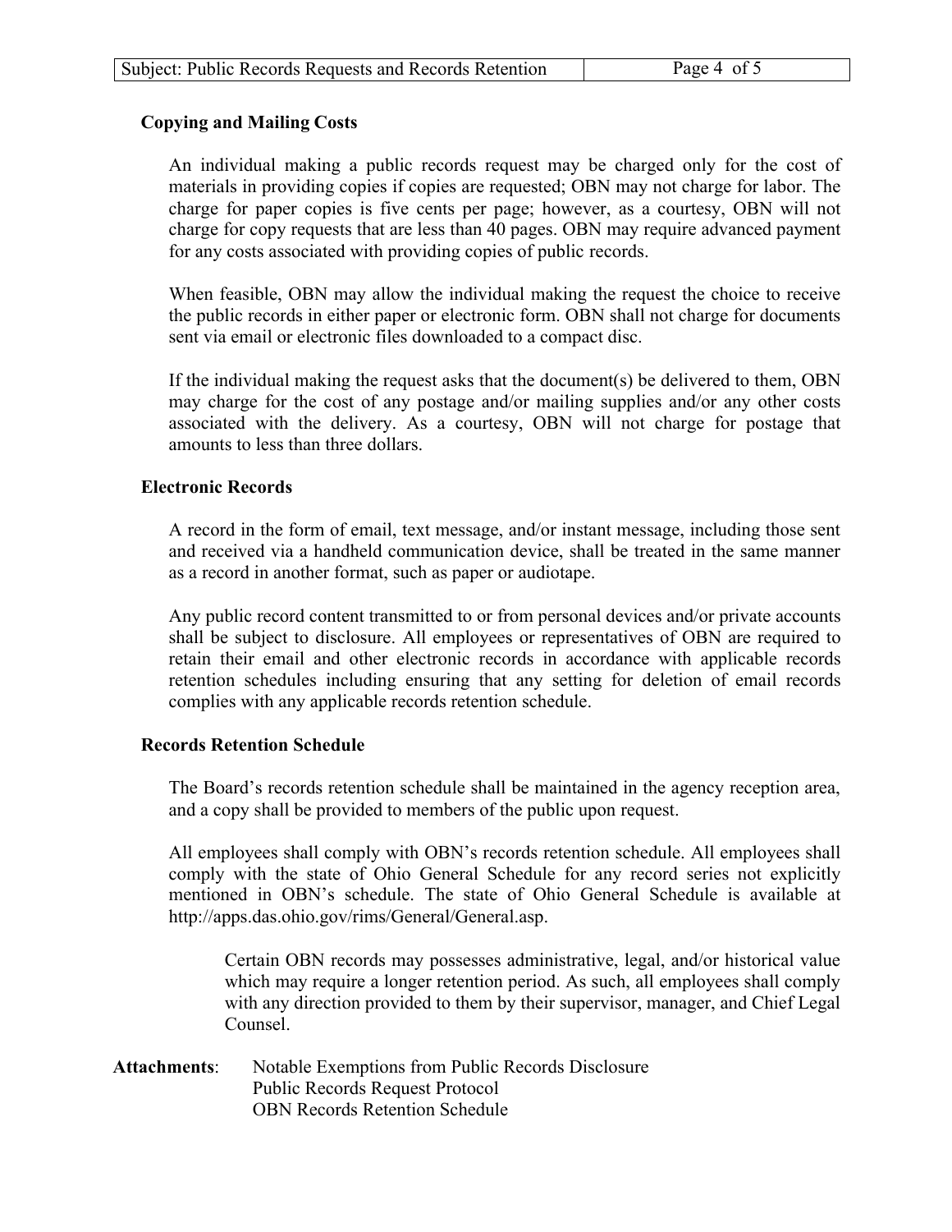**Copying and Mailing Costs**

An individual making a public records request may be charged only for the cost of materials in providing copies if copies are requested; OBN may not charge for labor. The charge for paper copies is five cents per page; however, as a courtesy, OBN will not charge for copy requests that are less than 40 pages. OBN may require advanced payment for any costs associated with providing copies of public records.

When feasible, OBN may allow the individual making the request the choice to receive the public records in either paper or electronic form. OBN shall not charge for documents sent via email or electronic files downloaded to a compact disc.

If the individual making the request asks that the document(s) be delivered to them, OBN may charge for the cost of any postage and/or mailing supplies and/or any other costs associated with the delivery. As a courtesy, OBN will not charge for postage that amounts to less than three dollars.

**Electronic Records**

A record in the form of email, text message, and/or instant message, including those sent and received via a handheld communication device, shall be treated in the same manner as a record in another format, such as paper or audiotape.

Any public record content transmitted to or from personal devices and/or private accounts shall be subject to disclosure. All employees or representatives of OBN are required to retain their email and other electronic records in accordance with applicable records retention schedules including ensuring that any setting for deletion of email records complies with any applicable records retention schedule.

**Records Retention Schedule**

The Board's records retention schedule shall be maintained in the agency reception area, and a copy shall be provided to members of the public upon request.

All employees shall comply with OBN's records retention schedule. All employees shall comply with the state of Ohio General Schedule for any record series not explicitly mentioned in OBN's schedule. The state of Ohio General Schedule is available at http://apps.das.ohio.gov/rims/General/General.asp.

> Certain OBN records may possesses administrative, legal, and/or historical value which may require a longer retention period. As such, all employees shall comply with any direction provided to them by their supervisor, manager, and Chief Legal Counsel.

**Attachments**: Notable Exemptions from Public Records Disclosure
Public Records Request Protocol
OBN Records Retention Schedule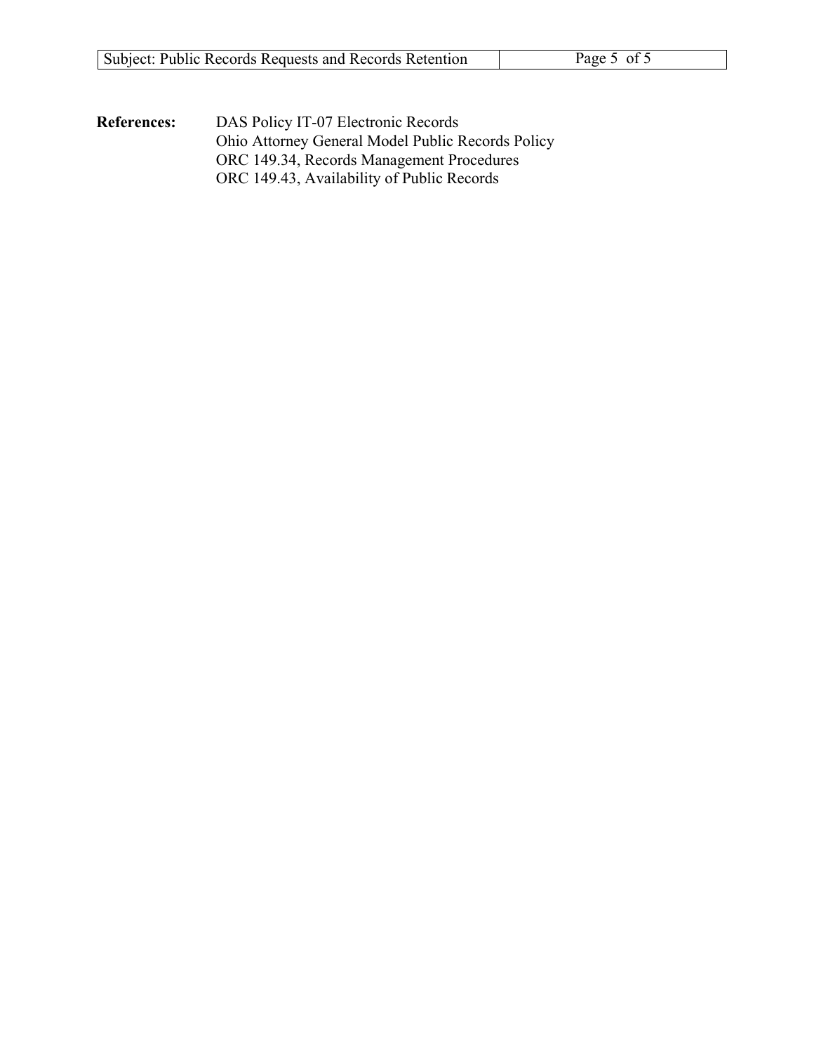**References:** DAS Policy IT-07 Electronic Records
Ohio Attorney General Model Public Records Policy
ORC 149.34, Records Management Procedures
ORC 149.43, Availability of Public Records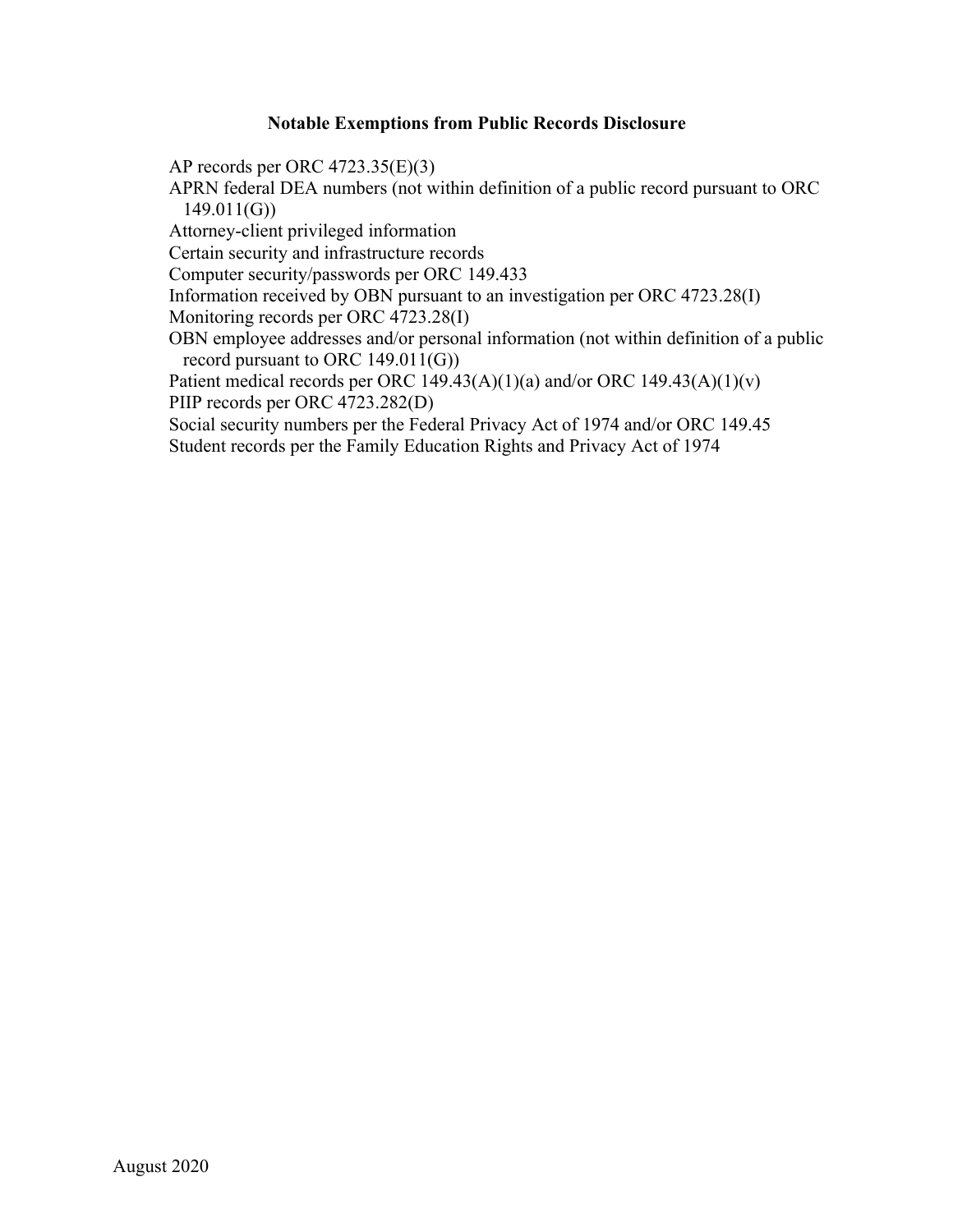**Notable Exemptions from Public Records Disclosure**

AP records per ORC 4723.35(E)(3)

APRN federal DEA numbers (not within definition of a public record pursuant to ORC 149.011(G))

Attorney-client privileged information

Certain security and infrastructure records

Computer security/passwords per ORC 149.433

Information received by OBN pursuant to an investigation per ORC 4723.28(I)

Monitoring records per ORC 4723.28(I)

OBN employee addresses and/or personal information (not within definition of a public record pursuant to ORC 149.011(G))

Patient medical records per ORC 149.43(A)(1)(a) and/or ORC 149.43(A)(1)(v)

PIIP records per ORC 4723.282(D)

Social security numbers per the Federal Privacy Act of 1974 and/or ORC 149.45

Student records per the Family Education Rights and Privacy Act of 1974

August 2020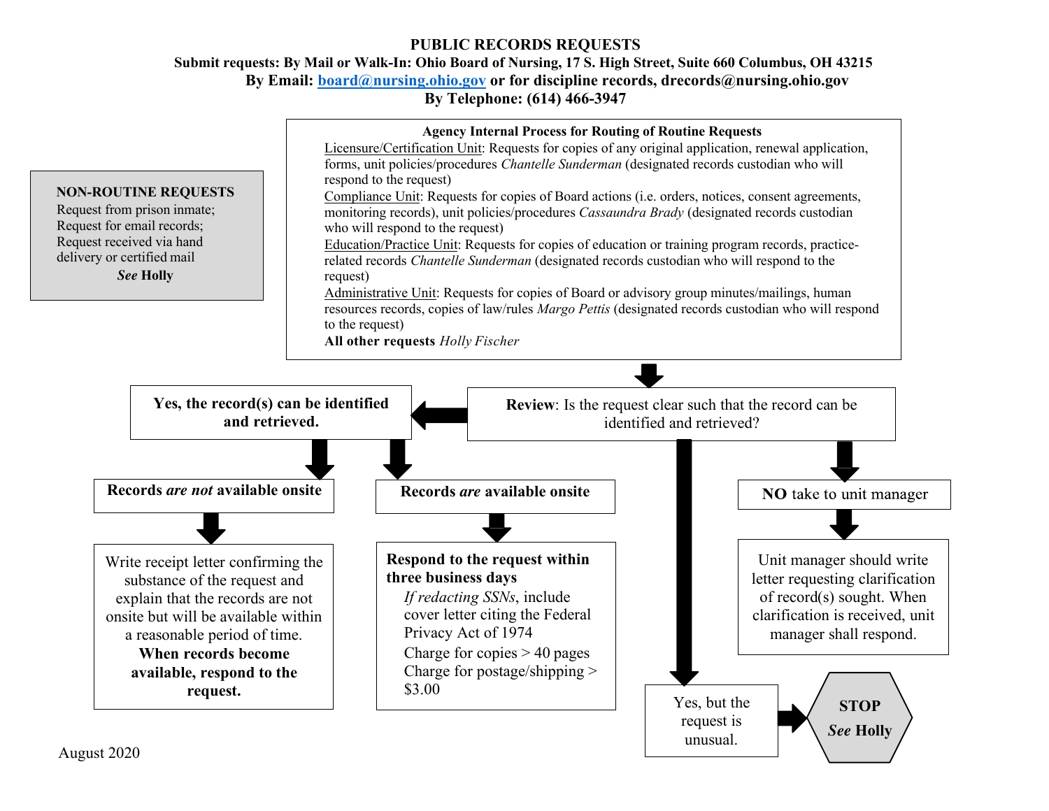# PUBLIC RECORDS REQUESTS

**Submit requests: By Mail or Walk-In: Ohio Board of Nursing, 17 S. High Street, Suite 660 Columbus, OH 43215**

**By Email: board@nursing.ohio.gov or for discipline records, drecords@nursing.ohio.gov**

**By Telephone: (614) 466-3947**

**NON-ROUTINE REQUESTS**

Request from prison inmate;
Request for email records;
Request received via hand delivery or certified mail

***See* Holly**

**Agency Internal Process for Routing of Routine Requests**

Licensure/Certification Unit: Requests for copies of any original application, renewal application, forms, unit policies/procedures *Chantelle Sunderman* (designated records custodian who will respond to the request)

Compliance Unit: Requests for copies of Board actions (i.e. orders, notices, consent agreements, monitoring records), unit policies/procedures *Cassaundra Brady* (designated records custodian who will respond to the request)

Education/Practice Unit: Requests for copies of education or training program records, practice-related records *Chantelle Sunderman* (designated records custodian who will respond to the request)

Administrative Unit: Requests for copies of Board or advisory group minutes/mailings, human resources records, copies of law/rules *Margo Pettis* (designated records custodian who will respond to the request)

**All other requests** *Holly Fischer*

**Review**: Is the request clear such that the record can be identified and retrieved?

- **Yes, the record(s) can be identified and retrieved.**
  - **Records *are not* available onsite**
    - Write receipt letter confirming the substance of the request and explain that the records are not onsite but will be available within a reasonable period of time. **When records become available, respond to the request.**
  - **Records *are* available onsite**
    - **Respond to the request within three business days**
      - *If redacting SSNs*, include cover letter citing the Federal Privacy Act of 1974
      - Charge for copies > 40 pages
      - Charge for postage/shipping > $3.00
- Yes, but the request is unusual.
  - **STOP *See* Holly**
- **NO** take to unit manager
  - Unit manager should write letter requesting clarification of record(s) sought. When clarification is received, unit manager shall respond.

August 2020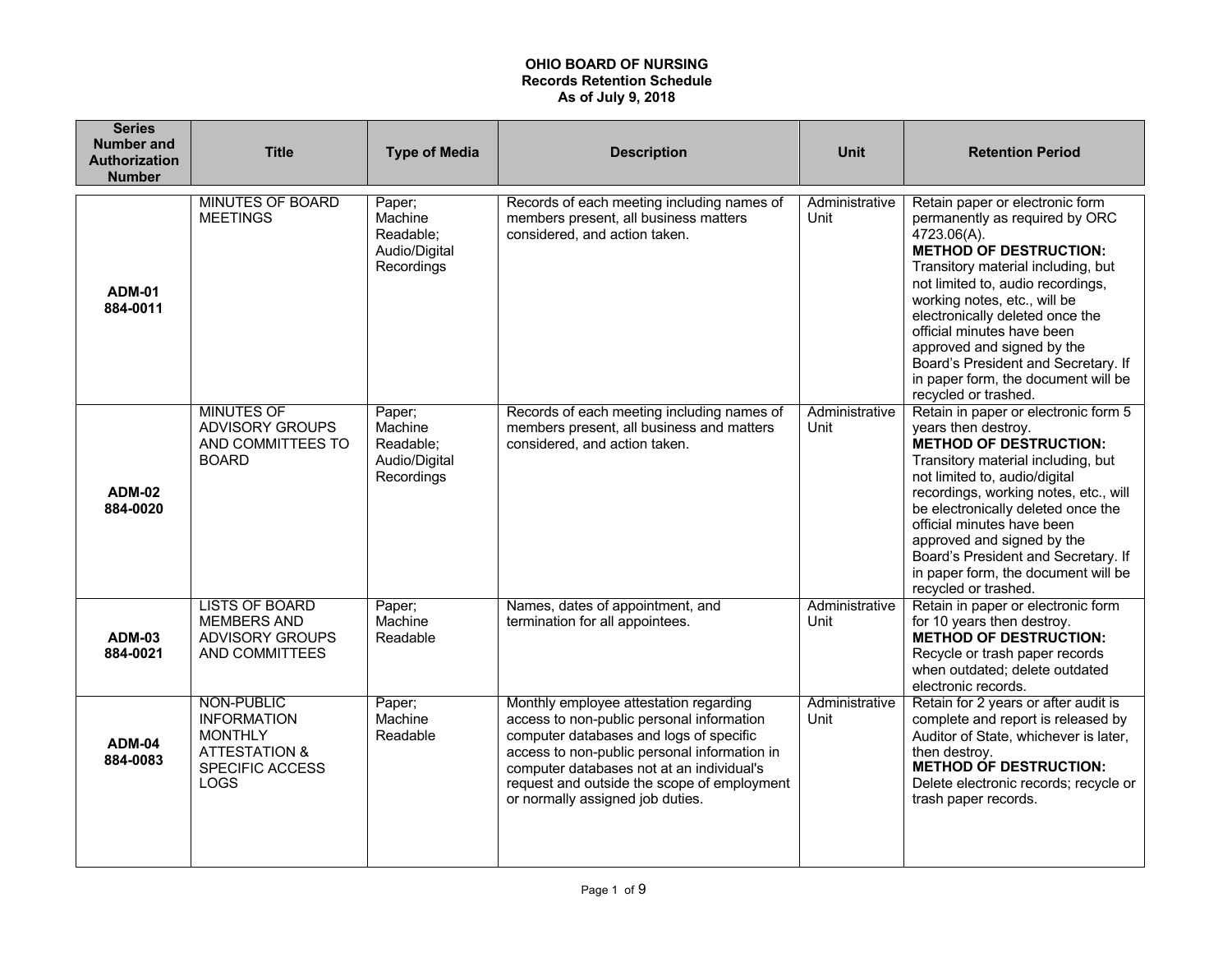# OHIO BOARD OF NURSING
## Records Retention Schedule
### As of July 9, 2018

| Series Number and Authorization Number | Title | Type of Media | Description | Unit | Retention Period |
|---|---|---|---|---|---|
| **ADM-01 884-0011** | MINUTES OF BOARD MEETINGS | Paper; Machine Readable; Audio/Digital Recordings | Records of each meeting including names of members present, all business matters considered, and action taken. | Administrative Unit | Retain paper or electronic form permanently as required by ORC 4723.06(A). **METHOD OF DESTRUCTION:** Transitory material including, but not limited to, audio recordings, working notes, etc., will be electronically deleted once the official minutes have been approved and signed by the Board's President and Secretary. If in paper form, the document will be recycled or trashed. |
| **ADM-02 884-0020** | MINUTES OF ADVISORY GROUPS AND COMMITTEES TO BOARD | Paper; Machine Readable; Audio/Digital Recordings | Records of each meeting including names of members present, all business and matters considered, and action taken. | Administrative Unit | Retain in paper or electronic form 5 years then destroy. **METHOD OF DESTRUCTION:** Transitory material including, but not limited to, audio/digital recordings, working notes, etc., will be electronically deleted once the official minutes have been approved and signed by the Board's President and Secretary. If in paper form, the document will be recycled or trashed. |
| **ADM-03 884-0021** | LISTS OF BOARD MEMBERS AND ADVISORY GROUPS AND COMMITTEES | Paper; Machine Readable | Names, dates of appointment, and termination for all appointees. | Administrative Unit | Retain in paper or electronic form for 10 years then destroy. **METHOD OF DESTRUCTION:** Recycle or trash paper records when outdated; delete outdated electronic records. |
| **ADM-04 884-0083** | NON-PUBLIC INFORMATION MONTHLY ATTESTATION & SPECIFIC ACCESS LOGS | Paper; Machine Readable | Monthly employee attestation regarding access to non-public personal information computer databases and logs of specific access to non-public personal information in computer databases not at an individual's request and outside the scope of employment or normally assigned job duties. | Administrative Unit | Retain for 2 years or after audit is complete and report is released by Auditor of State, whichever is later, then destroy. **METHOD OF DESTRUCTION:** Delete electronic records; recycle or trash paper records. |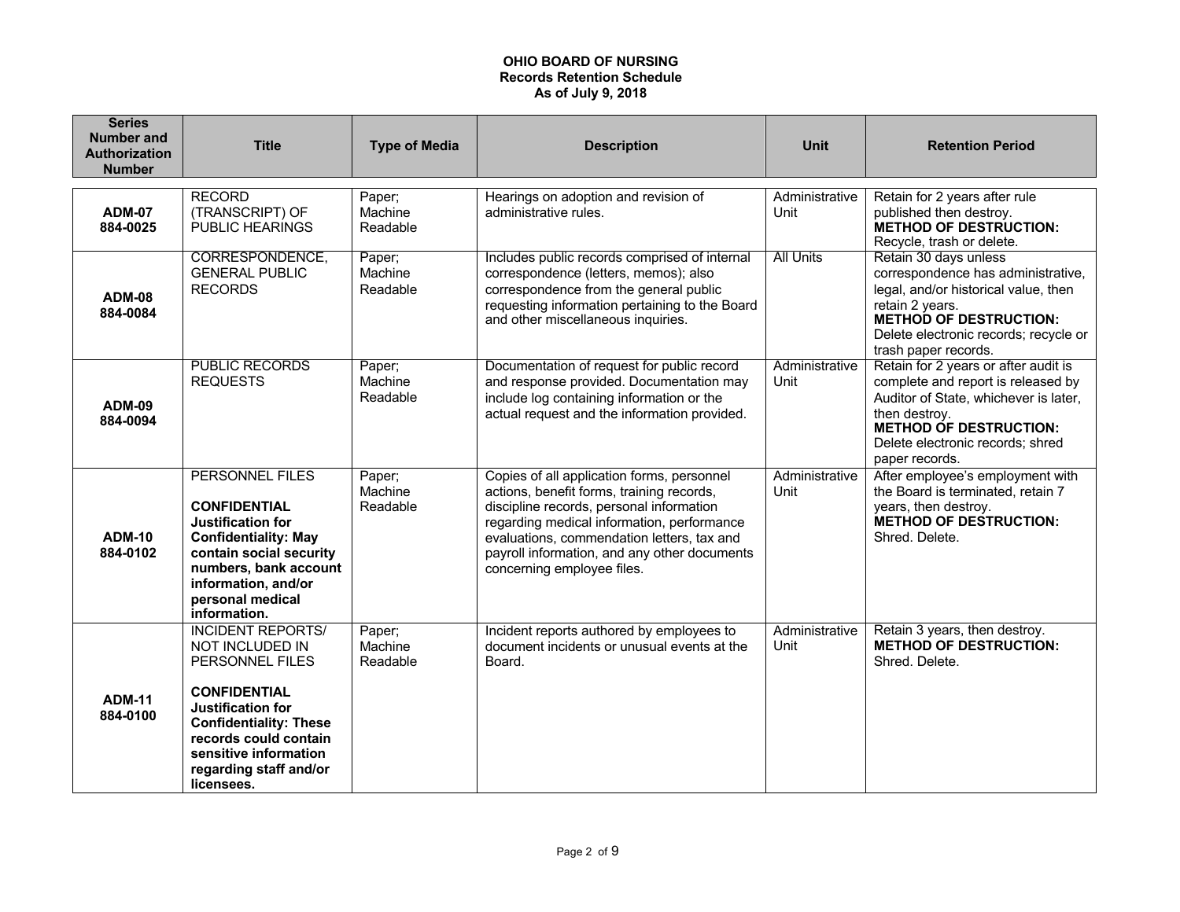**OHIO BOARD OF NURSING**
**Records Retention Schedule**
**As of July 9, 2018**

| Series Number and Authorization Number | Title | Type of Media | Description | Unit | Retention Period |
|---|---|---|---|---|---|
| **ADM-07** **884-0025** | RECORD (TRANSCRIPT) OF PUBLIC HEARINGS | Paper; Machine Readable | Hearings on adoption and revision of administrative rules. | Administrative Unit | Retain for 2 years after rule published then destroy. **METHOD OF DESTRUCTION:** Recycle, trash or delete. |
| **ADM-08** **884-0084** | CORRESPONDENCE, GENERAL PUBLIC RECORDS | Paper; Machine Readable | Includes public records comprised of internal correspondence (letters, memos); also correspondence from the general public requesting information pertaining to the Board and other miscellaneous inquiries. | All Units | Retain 30 days unless correspondence has administrative, legal, and/or historical value, then retain 2 years. **METHOD OF DESTRUCTION:** Delete electronic records; recycle or trash paper records. |
| **ADM-09** **884-0094** | PUBLIC RECORDS REQUESTS | Paper; Machine Readable | Documentation of request for public record and response provided. Documentation may include log containing information or the actual request and the information provided. | Administrative Unit | Retain for 2 years or after audit is complete and report is released by Auditor of State, whichever is later, then destroy. **METHOD OF DESTRUCTION:** Delete electronic records; shred paper records. |
| **ADM-10** **884-0102** | PERSONNEL FILES **CONFIDENTIAL Justification for Confidentiality: May contain social security numbers, bank account information, and/or personal medical information.** | Paper; Machine Readable | Copies of all application forms, personnel actions, benefit forms, training records, discipline records, personal information regarding medical information, performance evaluations, commendation letters, tax and payroll information, and any other documents concerning employee files. | Administrative Unit | After employee's employment with the Board is terminated, retain 7 years, then destroy. **METHOD OF DESTRUCTION:** Shred. Delete. |
| **ADM-11** **884-0100** | INCIDENT REPORTS/ NOT INCLUDED IN PERSONNEL FILES **CONFIDENTIAL Justification for Confidentiality: These records could contain sensitive information regarding staff and/or licensees.** | Paper; Machine Readable | Incident reports authored by employees to document incidents or unusual events at the Board. | Administrative Unit | Retain 3 years, then destroy. **METHOD OF DESTRUCTION:** Shred. Delete. |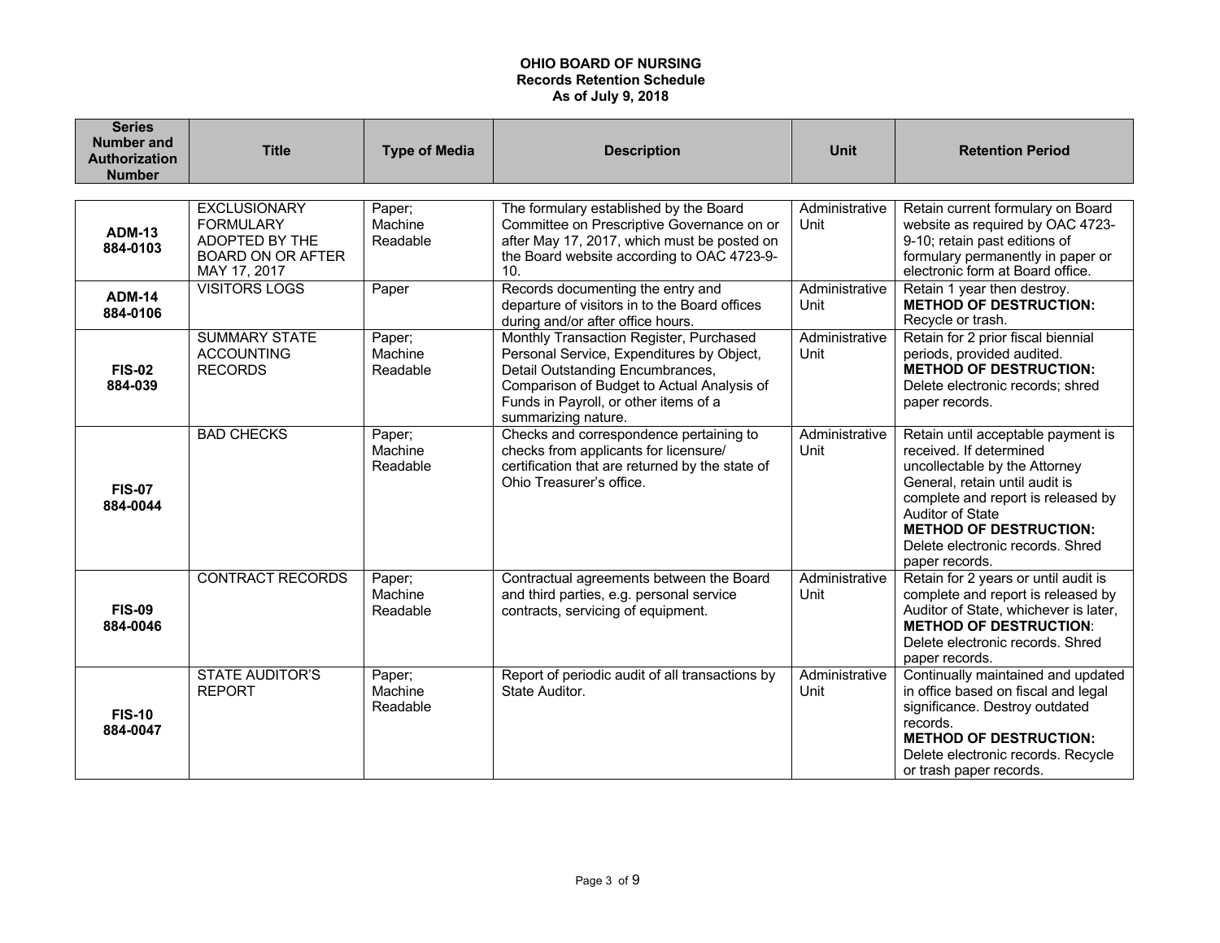**OHIO BOARD OF NURSING**
**Records Retention Schedule**
**As of July 9, 2018**

| Series Number and Authorization Number | Title | Type of Media | Description | Unit | Retention Period |
|---|---|---|---|---|---|
| **ADM-13 884-0103** | EXCLUSIONARY FORMULARY ADOPTED BY THE BOARD ON OR AFTER MAY 17, 2017 | Paper; Machine Readable | The formulary established by the Board Committee on Prescriptive Governance on or after May 17, 2017, which must be posted on the Board website according to OAC 4723-9-10. | Administrative Unit | Retain current formulary on Board website as required by OAC 4723-9-10; retain past editions of formulary permanently in paper or electronic form at Board office. |
| **ADM-14 884-0106** | VISITORS LOGS | Paper | Records documenting the entry and departure of visitors in to the Board offices during and/or after office hours. | Administrative Unit | Retain 1 year then destroy. **METHOD OF DESTRUCTION:** Recycle or trash. |
| **FIS-02 884-039** | SUMMARY STATE ACCOUNTING RECORDS | Paper; Machine Readable | Monthly Transaction Register, Purchased Personal Service, Expenditures by Object, Detail Outstanding Encumbrances, Comparison of Budget to Actual Analysis of Funds in Payroll, or other items of a summarizing nature. | Administrative Unit | Retain for 2 prior fiscal biennial periods, provided audited. **METHOD OF DESTRUCTION:** Delete electronic records; shred paper records. |
| **FIS-07 884-0044** | BAD CHECKS | Paper; Machine Readable | Checks and correspondence pertaining to checks from applicants for licensure/ certification that are returned by the state of Ohio Treasurer's office. | Administrative Unit | Retain until acceptable payment is received. If determined uncollectable by the Attorney General, retain until audit is complete and report is released by Auditor of State **METHOD OF DESTRUCTION:** Delete electronic records. Shred paper records. |
| **FIS-09 884-0046** | CONTRACT RECORDS | Paper; Machine Readable | Contractual agreements between the Board and third parties, e.g. personal service contracts, servicing of equipment. | Administrative Unit | Retain for 2 years or until audit is complete and report is released by Auditor of State, whichever is later, **METHOD OF DESTRUCTION**: Delete electronic records. Shred paper records. |
| **FIS-10 884-0047** | STATE AUDITOR'S REPORT | Paper; Machine Readable | Report of periodic audit of all transactions by State Auditor. | Administrative Unit | Continually maintained and updated in office based on fiscal and legal significance. Destroy outdated records. **METHOD OF DESTRUCTION:** Delete electronic records. Recycle or trash paper records. |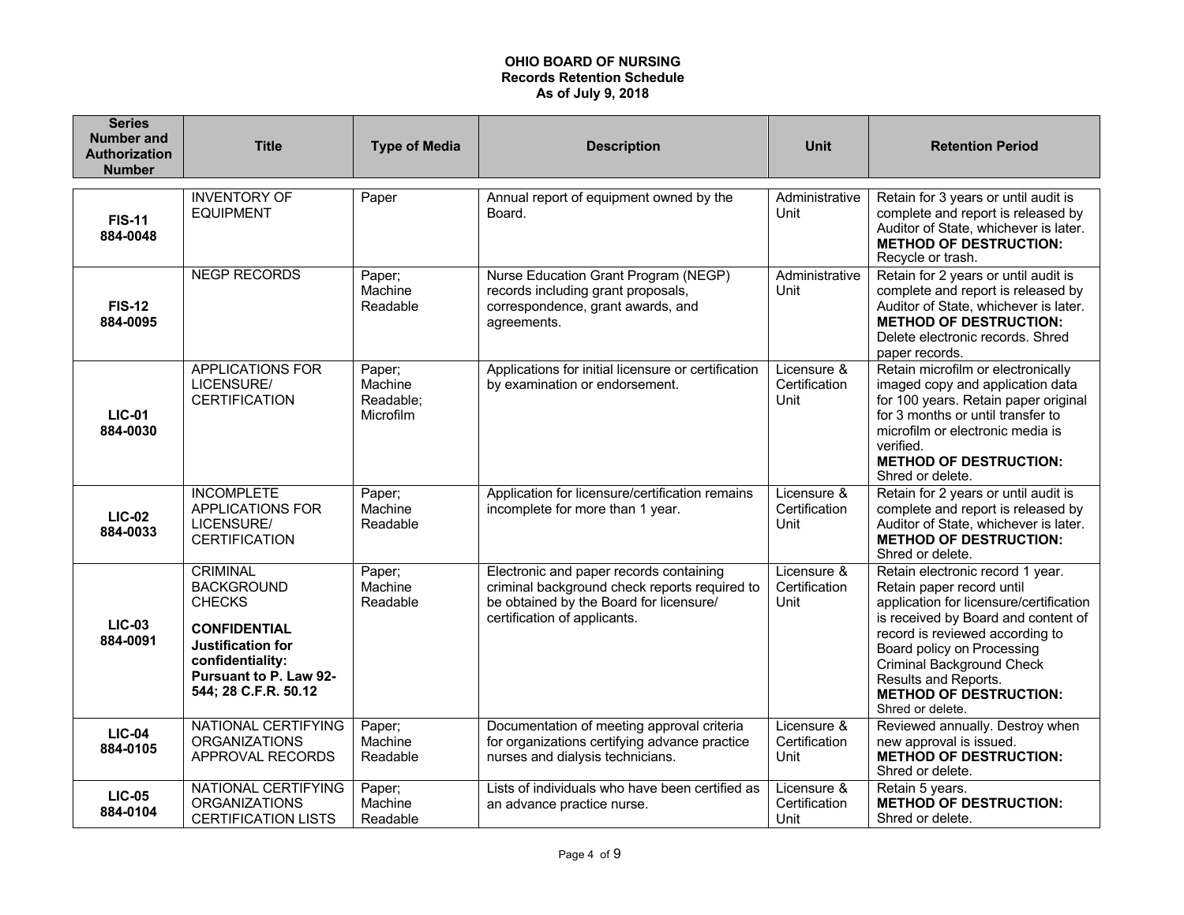**OHIO BOARD OF NURSING**
**Records Retention Schedule**
**As of July 9, 2018**

| Series Number and Authorization Number | Title | Type of Media | Description | Unit | Retention Period |
|---|---|---|---|---|---|
| **FIS-11 884-0048** | INVENTORY OF EQUIPMENT | Paper | Annual report of equipment owned by the Board. | Administrative Unit | Retain for 3 years or until audit is complete and report is released by Auditor of State, whichever is later. **METHOD OF DESTRUCTION:** Recycle or trash. |
| **FIS-12 884-0095** | NEGP RECORDS | Paper; Machine Readable | Nurse Education Grant Program (NEGP) records including grant proposals, correspondence, grant awards, and agreements. | Administrative Unit | Retain for 2 years or until audit is complete and report is released by Auditor of State, whichever is later. **METHOD OF DESTRUCTION:** Delete electronic records. Shred paper records. |
| **LIC-01 884-0030** | APPLICATIONS FOR LICENSURE/ CERTIFICATION | Paper; Machine Readable; Microfilm | Applications for initial licensure or certification by examination or endorsement. | Licensure & Certification Unit | Retain microfilm or electronically imaged copy and application data for 100 years. Retain paper original for 3 months or until transfer to microfilm or electronic media is verified. **METHOD OF DESTRUCTION:** Shred or delete. |
| **LIC-02 884-0033** | INCOMPLETE APPLICATIONS FOR LICENSURE/ CERTIFICATION | Paper; Machine Readable | Application for licensure/certification remains incomplete for more than 1 year. | Licensure & Certification Unit | Retain for 2 years or until audit is complete and report is released by Auditor of State, whichever is later. **METHOD OF DESTRUCTION:** Shred or delete. |
| **LIC-03 884-0091** | CRIMINAL BACKGROUND CHECKS **CONFIDENTIAL Justification for confidentiality: Pursuant to P. Law 92-544; 28 C.F.R. 50.12** | Paper; Machine Readable | Electronic and paper records containing criminal background check reports required to be obtained by the Board for licensure/ certification of applicants. | Licensure & Certification Unit | Retain electronic record 1 year. Retain paper record until application for licensure/certification is received by Board and content of record is reviewed according to Board policy on Processing Criminal Background Check Results and Reports. **METHOD OF DESTRUCTION:** Shred or delete. |
| **LIC-04 884-0105** | NATIONAL CERTIFYING ORGANIZATIONS APPROVAL RECORDS | Paper; Machine Readable | Documentation of meeting approval criteria for organizations certifying advance practice nurses and dialysis technicians. | Licensure & Certification Unit | Reviewed annually. Destroy when new approval is issued. **METHOD OF DESTRUCTION:** Shred or delete. |
| **LIC-05 884-0104** | NATIONAL CERTIFYING ORGANIZATIONS CERTIFICATION LISTS | Paper; Machine Readable | Lists of individuals who have been certified as an advance practice nurse. | Licensure & Certification Unit | Retain 5 years. **METHOD OF DESTRUCTION:** Shred or delete. |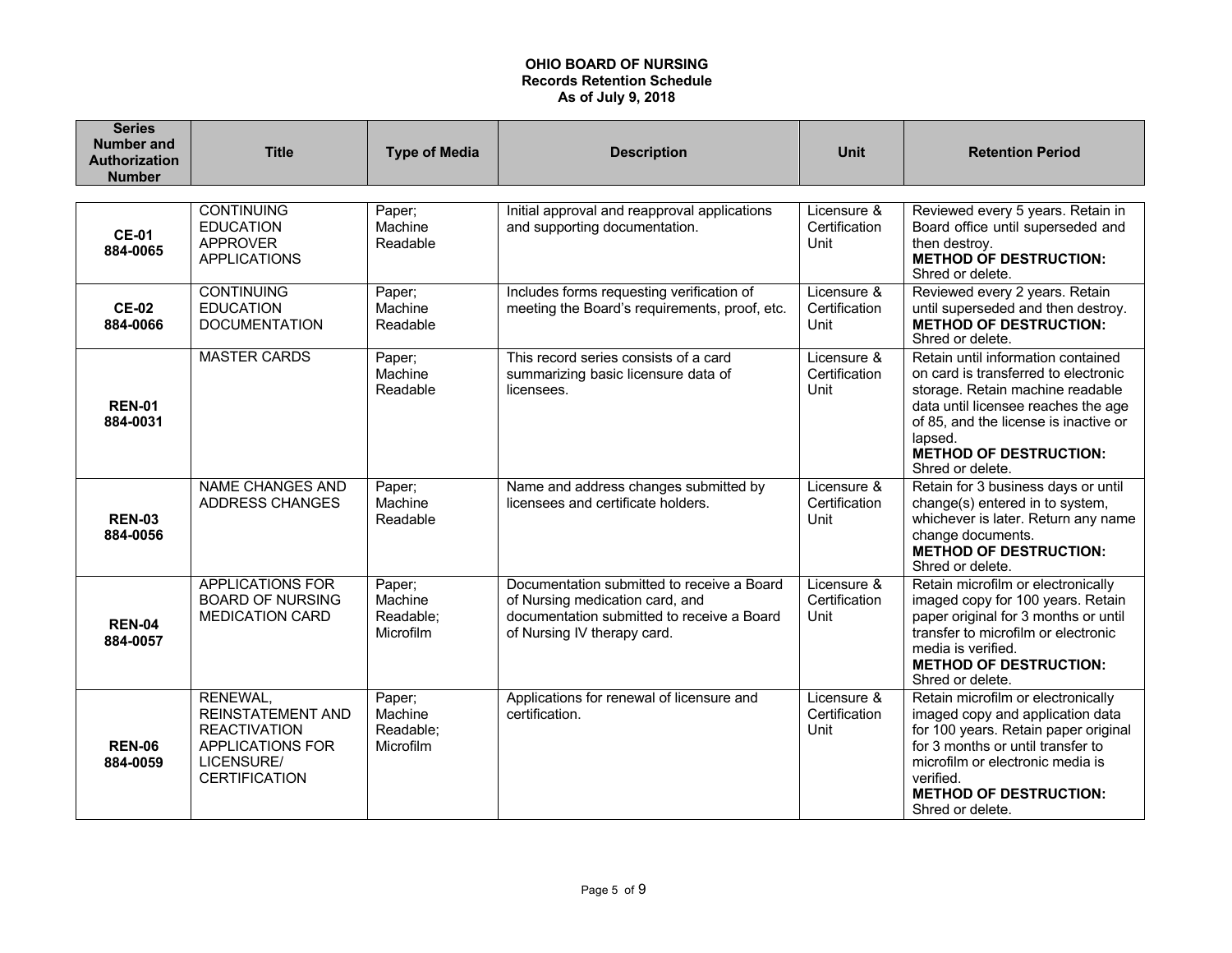**OHIO BOARD OF NURSING**
**Records Retention Schedule**
**As of July 9, 2018**

| Series Number and Authorization Number | Title | Type of Media | Description | Unit | Retention Period |
|---|---|---|---|---|---|
| **CE-01** **884-0065** | CONTINUING EDUCATION APPROVER APPLICATIONS | Paper; Machine Readable | Initial approval and reapproval applications and supporting documentation. | Licensure & Certification Unit | Reviewed every 5 years. Retain in Board office until superseded and then destroy. **METHOD OF DESTRUCTION:** Shred or delete. |
| **CE-02** **884-0066** | CONTINUING EDUCATION DOCUMENTATION | Paper; Machine Readable | Includes forms requesting verification of meeting the Board's requirements, proof, etc. | Licensure & Certification Unit | Reviewed every 2 years. Retain until superseded and then destroy. **METHOD OF DESTRUCTION:** Shred or delete. |
| **REN-01** **884-0031** | MASTER CARDS | Paper; Machine Readable | This record series consists of a card summarizing basic licensure data of licensees. | Licensure & Certification Unit | Retain until information contained on card is transferred to electronic storage. Retain machine readable data until licensee reaches the age of 85, and the license is inactive or lapsed. **METHOD OF DESTRUCTION:** Shred or delete. |
| **REN-03** **884-0056** | NAME CHANGES AND ADDRESS CHANGES | Paper; Machine Readable | Name and address changes submitted by licensees and certificate holders. | Licensure & Certification Unit | Retain for 3 business days or until change(s) entered in to system, whichever is later. Return any name change documents. **METHOD OF DESTRUCTION:** Shred or delete. |
| **REN-04** **884-0057** | APPLICATIONS FOR BOARD OF NURSING MEDICATION CARD | Paper; Machine Readable; Microfilm | Documentation submitted to receive a Board of Nursing medication card, and documentation submitted to receive a Board of Nursing IV therapy card. | Licensure & Certification Unit | Retain microfilm or electronically imaged copy for 100 years. Retain paper original for 3 months or until transfer to microfilm or electronic media is verified. **METHOD OF DESTRUCTION:** Shred or delete. |
| **REN-06** **884-0059** | RENEWAL, REINSTATEMENT AND REACTIVATION APPLICATIONS FOR LICENSURE/ CERTIFICATION | Paper; Machine Readable; Microfilm | Applications for renewal of licensure and certification. | Licensure & Certification Unit | Retain microfilm or electronically imaged copy and application data for 100 years. Retain paper original for 3 months or until transfer to microfilm or electronic media is verified. **METHOD OF DESTRUCTION:** Shred or delete. |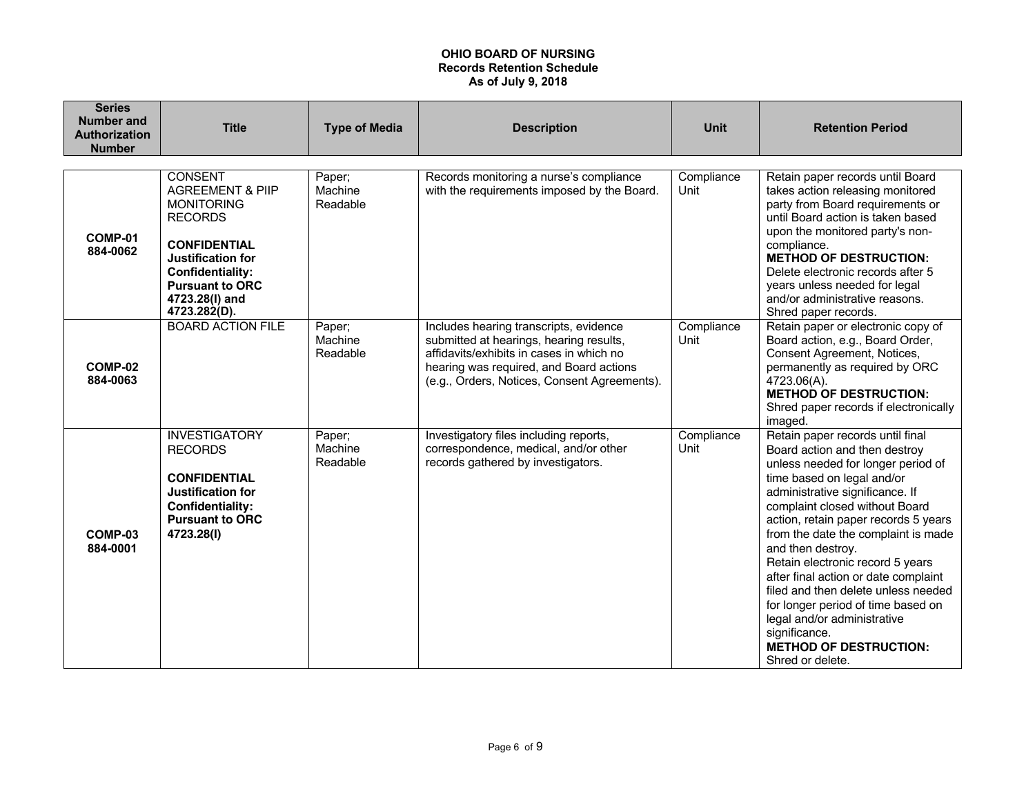# OHIO BOARD OF NURSING
## Records Retention Schedule
### As of July 9, 2018

| Series Number and Authorization Number | Title | Type of Media | Description | Unit | Retention Period |
|---|---|---|---|---|---|
| **COMP-01** **884-0062** | CONSENT AGREEMENT & PIIP MONITORING RECORDS<br><br>**CONFIDENTIAL Justification for Confidentiality: Pursuant to ORC 4723.28(I) and 4723.282(D).** | Paper; Machine Readable | Records monitoring a nurse's compliance with the requirements imposed by the Board. | Compliance Unit | Retain paper records until Board takes action releasing monitored party from Board requirements or until Board action is taken based upon the monitored party's non-compliance.<br>**METHOD OF DESTRUCTION:**<br>Delete electronic records after 5 years unless needed for legal and/or administrative reasons. Shred paper records. |
| **COMP-02** **884-0063** | BOARD ACTION FILE | Paper; Machine Readable | Includes hearing transcripts, evidence submitted at hearings, hearing results, affidavits/exhibits in cases in which no hearing was required, and Board actions (e.g., Orders, Notices, Consent Agreements). | Compliance Unit | Retain paper or electronic copy of Board action, e.g., Board Order, Consent Agreement, Notices, permanently as required by ORC 4723.06(A).<br>**METHOD OF DESTRUCTION:**<br>Shred paper records if electronically imaged. |
| **COMP-03** **884-0001** | INVESTIGATORY RECORDS<br><br>**CONFIDENTIAL Justification for Confidentiality: Pursuant to ORC 4723.28(I)** | Paper; Machine Readable | Investigatory files including reports, correspondence, medical, and/or other records gathered by investigators. | Compliance Unit | Retain paper records until final Board action and then destroy unless needed for longer period of time based on legal and/or administrative significance. If complaint closed without Board action, retain paper records 5 years from the date the complaint is made and then destroy.<br>Retain electronic record 5 years after final action or date complaint filed and then delete unless needed for longer period of time based on legal and/or administrative significance.<br>**METHOD OF DESTRUCTION:**<br>Shred or delete. |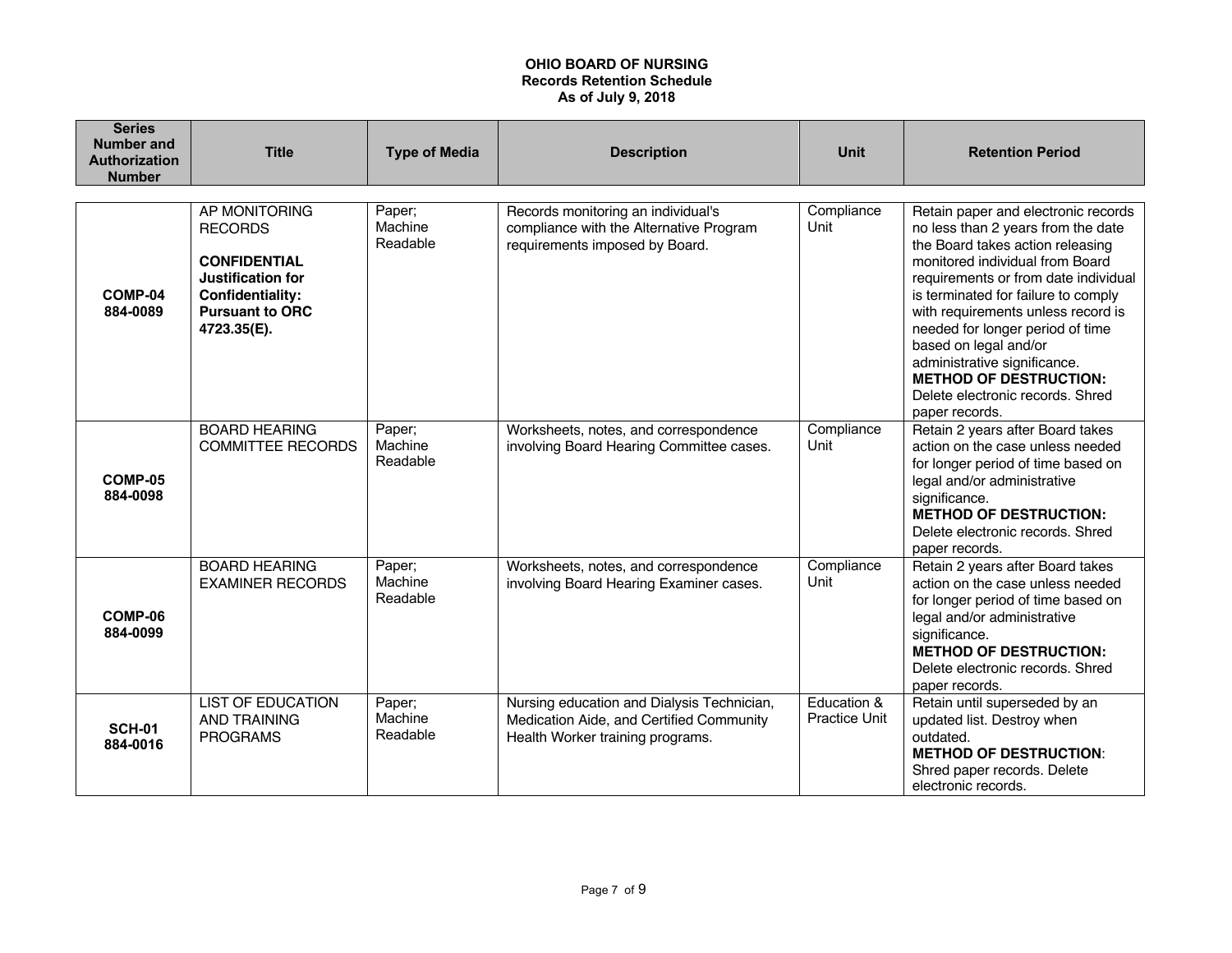**OHIO BOARD OF NURSING**
**Records Retention Schedule**
**As of July 9, 2018**

| Series Number and Authorization Number | Title | Type of Media | Description | Unit | Retention Period |
|---|---|---|---|---|---|
| **COMP-04** **884-0089** | AP MONITORING RECORDS<br><br>**CONFIDENTIAL Justification for Confidentiality: Pursuant to ORC 4723.35(E).** | Paper; Machine Readable | Records monitoring an individual's compliance with the Alternative Program requirements imposed by Board. | Compliance Unit | Retain paper and electronic records no less than 2 years from the date the Board takes action releasing monitored individual from Board requirements or from date individual is terminated for failure to comply with requirements unless record is needed for longer period of time based on legal and/or administrative significance.<br>**METHOD OF DESTRUCTION:** Delete electronic records. Shred paper records. |
| **COMP-05** **884-0098** | BOARD HEARING COMMITTEE RECORDS | Paper; Machine Readable | Worksheets, notes, and correspondence involving Board Hearing Committee cases. | Compliance Unit | Retain 2 years after Board takes action on the case unless needed for longer period of time based on legal and/or administrative significance.<br>**METHOD OF DESTRUCTION:** Delete electronic records. Shred paper records. |
| **COMP-06** **884-0099** | BOARD HEARING EXAMINER RECORDS | Paper; Machine Readable | Worksheets, notes, and correspondence involving Board Hearing Examiner cases. | Compliance Unit | Retain 2 years after Board takes action on the case unless needed for longer period of time based on legal and/or administrative significance.<br>**METHOD OF DESTRUCTION:** Delete electronic records. Shred paper records. |
| **SCH-01** **884-0016** | LIST OF EDUCATION AND TRAINING PROGRAMS | Paper; Machine Readable | Nursing education and Dialysis Technician, Medication Aide, and Certified Community Health Worker training programs. | Education & Practice Unit | Retain until superseded by an updated list. Destroy when outdated.<br>**METHOD OF DESTRUCTION**: Shred paper records. Delete electronic records. |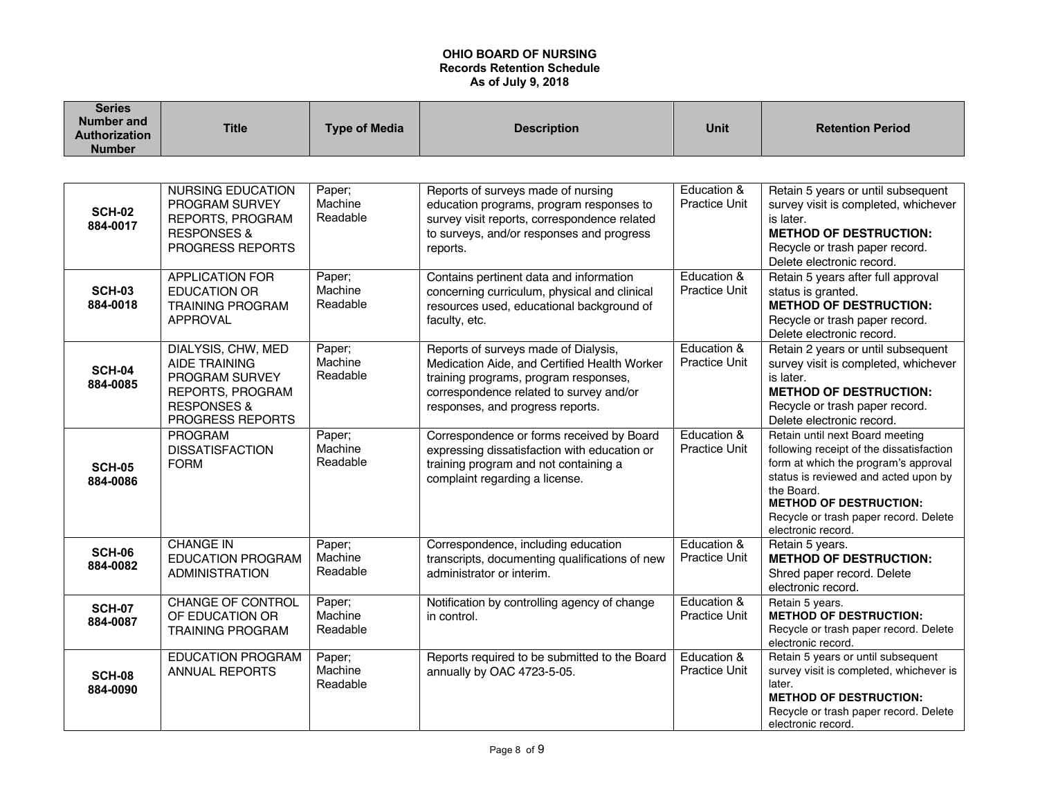**OHIO BOARD OF NURSING**
**Records Retention Schedule**
**As of July 9, 2018**

| Series Number and Authorization Number | Title | Type of Media | Description | Unit | Retention Period |
|---|---|---|---|---|---|
| **SCH-02 884-0017** | NURSING EDUCATION PROGRAM SURVEY REPORTS, PROGRAM RESPONSES & PROGRESS REPORTS | Paper; Machine Readable | Reports of surveys made of nursing education programs, program responses to survey visit reports, correspondence related to surveys, and/or responses and progress reports. | Education & Practice Unit | Retain 5 years or until subsequent survey visit is completed, whichever is later. **METHOD OF DESTRUCTION:** Recycle or trash paper record. Delete electronic record. |
| **SCH-03 884-0018** | APPLICATION FOR EDUCATION OR TRAINING PROGRAM APPROVAL | Paper; Machine Readable | Contains pertinent data and information concerning curriculum, physical and clinical resources used, educational background of faculty, etc. | Education & Practice Unit | Retain 5 years after full approval status is granted. **METHOD OF DESTRUCTION:** Recycle or trash paper record. Delete electronic record. |
| **SCH-04 884-0085** | DIALYSIS, CHW, MED AIDE TRAINING PROGRAM SURVEY REPORTS, PROGRAM RESPONSES & PROGRESS REPORTS | Paper; Machine Readable | Reports of surveys made of Dialysis, Medication Aide, and Certified Health Worker training programs, program responses, correspondence related to survey and/or responses, and progress reports. | Education & Practice Unit | Retain 2 years or until subsequent survey visit is completed, whichever is later. **METHOD OF DESTRUCTION:** Recycle or trash paper record. Delete electronic record. |
| **SCH-05 884-0086** | PROGRAM DISSATISFACTION FORM | Paper; Machine Readable | Correspondence or forms received by Board expressing dissatisfaction with education or training program and not containing a complaint regarding a license. | Education & Practice Unit | Retain until next Board meeting following receipt of the dissatisfaction form at which the program's approval status is reviewed and acted upon by the Board. **METHOD OF DESTRUCTION:** Recycle or trash paper record. Delete electronic record. |
| **SCH-06 884-0082** | CHANGE IN EDUCATION PROGRAM ADMINISTRATION | Paper; Machine Readable | Correspondence, including education transcripts, documenting qualifications of new administrator or interim. | Education & Practice Unit | Retain 5 years. **METHOD OF DESTRUCTION:** Shred paper record. Delete electronic record. |
| **SCH-07 884-0087** | CHANGE OF CONTROL OF EDUCATION OR TRAINING PROGRAM | Paper; Machine Readable | Notification by controlling agency of change in control. | Education & Practice Unit | Retain 5 years. **METHOD OF DESTRUCTION:** Recycle or trash paper record. Delete electronic record. |
| **SCH-08 884-0090** | EDUCATION PROGRAM ANNUAL REPORTS | Paper; Machine Readable | Reports required to be submitted to the Board annually by OAC 4723-5-05. | Education & Practice Unit | Retain 5 years or until subsequent survey visit is completed, whichever is later. **METHOD OF DESTRUCTION:** Recycle or trash paper record. Delete electronic record. |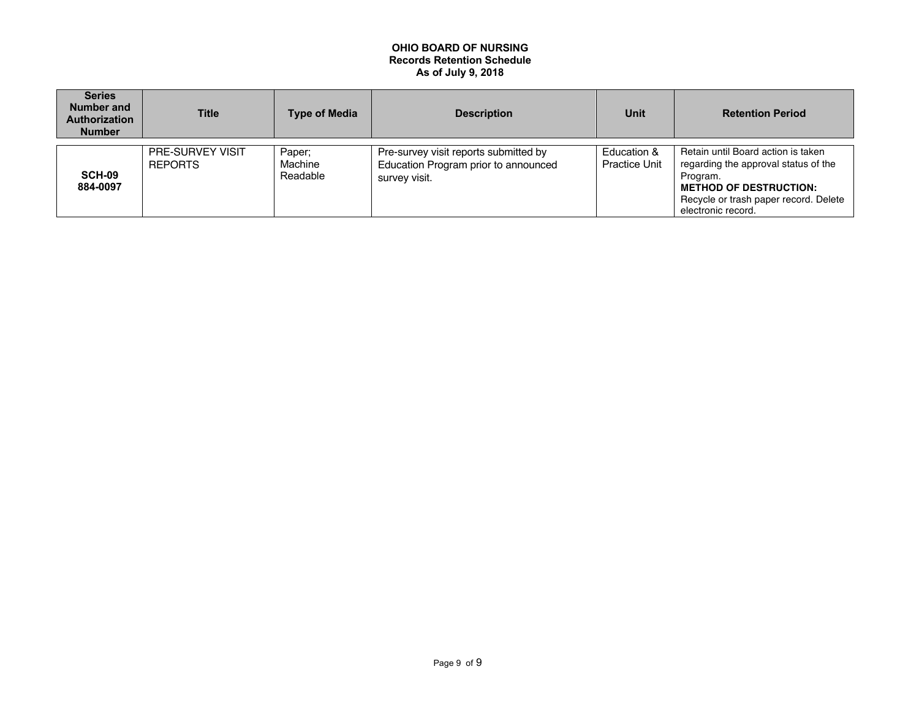**OHIO BOARD OF NURSING**
**Records Retention Schedule**
**As of July 9, 2018**

| Series Number and Authorization Number | Title | Type of Media | Description | Unit | Retention Period |
|---|---|---|---|---|---|
| **SCH-09 884-0097** | PRE-SURVEY VISIT REPORTS | Paper; Machine Readable | Pre-survey visit reports submitted by Education Program prior to announced survey visit. | Education & Practice Unit | Retain until Board action is taken regarding the approval status of the Program. **METHOD OF DESTRUCTION:** Recycle or trash paper record. Delete electronic record. |